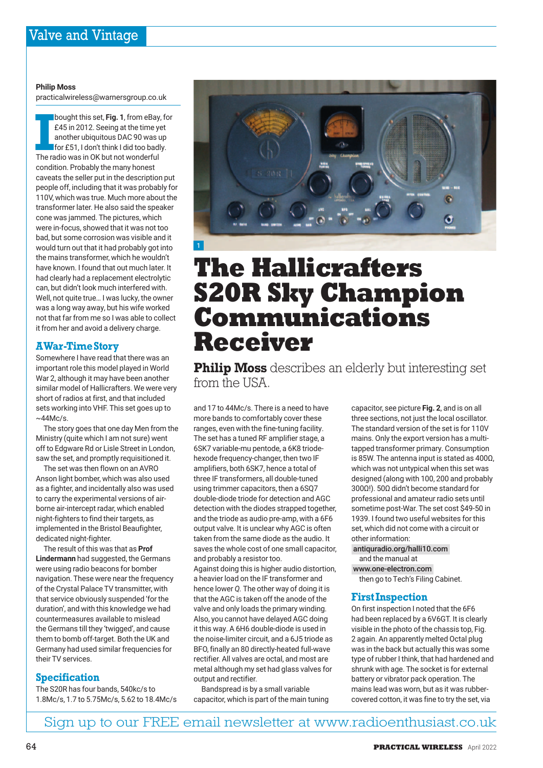# The Hallicrafters S20R Sky Champion Communications Receiver

**Philip Moss** describes an elderly but interesting set from the USA.

**Philip Moss**
practicalwireless@warnersgroup.co.uk

I bought this set, **Fig. 1**, from eBay, for £45 in 2012. Seeing at the time yet another ubiquitous DAC 90 was up for £51, I don't think I did too badly. The radio was in OK but not wonderful condition. Probably the many honest caveats the seller put in the description put people off, including that it was probably for 110V, which was true. Much more about the transformer later. He also said the speaker cone was jammed. The pictures, which were in-focus, showed that it was not too bad, but some corrosion was visible and it would turn out that it had probably got into the mains transformer, which he wouldn't have known. I found that out much later. It had clearly had a replacement electrolytic can, but didn't look much interfered with. Well, not quite true… I was lucky, the owner was a long way away, but his wife worked not that far from me so I was able to collect it from her and avoid a delivery charge.

## A War-Time Story

Somewhere I have read that there was an important role this model played in World War 2, although it may have been another similar model of Hallicrafters. We were very short of radios at first, and that included sets working into VHF. This set goes up to ~44Mc/s.

The story goes that one day Men from the Ministry (quite which I am not sure) went off to Edgware Rd or Lisle Street in London, saw the set, and promptly requisitioned it.

The set was then flown on an AVRO Anson light bomber, which was also used as a fighter, and incidentally also was used to carry the experimental versions of air-borne air-intercept radar, which enabled night-fighters to find their targets, as implemented in the Bristol Beaufighter, dedicated night-fighter.

The result of this was that as **Prof Lindermann** had suggested, the Germans were using radio beacons for bomber navigation. These were near the frequency of the Crystal Palace TV transmitter, with that service obviously suspended 'for the duration', and with this knowledge we had countermeasures available to mislead the Germans till they 'twigged', and cause them to bomb off-target. Both the UK and Germany had used similar frequencies for their TV services.

## Specification

The S20R has four bands, 540kc/s to 1.8Mc/s, 1.7 to 5.75Mc/s, 5.62 to 18.4Mc/s and 17 to 44Mc/s. There is a need to have more bands to comfortably cover these ranges, even with the fine-tuning facility. The set has a tuned RF amplifier stage, a 6SK7 variable-mu pentode, a 6K8 triode-hexode frequency-changer, then two IF amplifiers, both 6SK7, hence a total of three IF transformers, all double-tuned using trimmer capacitors, then a 6SQ7 double-diode triode for detection and AGC detection with the diodes strapped together, and the triode as audio pre-amp, with a 6F6 output valve. It is unclear why AGC is often taken from the same diode as the audio. It saves the whole cost of one small capacitor, and probably a resistor too.

Against doing this is higher audio distortion, a heavier load on the IF transformer and hence lower *Q*. The other way of doing it is that the AGC is taken off the anode of the valve and only loads the primary winding. Also, you cannot have delayed AGC doing it this way. A 6H6 double-diode is used in the noise-limiter circuit, and a 6J5 triode as BFO, finally an 80 directly-heated full-wave rectifier. All valves are octal, and most are metal although my set had glass valves for output and rectifier.

Bandspread is by a small variable capacitor, which is part of the main tuning capacitor, see picture **Fig. 2**, and is on all three sections, not just the local oscillator. The standard version of the set is for 110V mains. Only the export version has a multi-tapped transformer primary. Consumption is 85W. The antenna input is stated as 400Ω, which was not untypical when this set was designed (along with 100, 200 and probably 300Ω!). 50Ω didn't become standard for professional and amateur radio sets until sometime post-War. The set cost $49-50 in 1939. I found two useful websites for this set, which did not come with a circuit or other information:

antiquradio.org/halli10.com
and the manual at
www.one-electron.com
then go to Tech's Filing Cabinet.

## First Inspection

On first inspection I noted that the 6F6 had been replaced by a 6V6GT. It is clearly visible in the photo of the chassis top, Fig. 2 again. An apparently melted Octal plug was in the back but actually this was some type of rubber I think, that had hardened and shrunk with age. The socket is for external battery or vibrator pack operation. The mains lead was worn, but as it was rubber-covered cotton, it was fine to try the set, via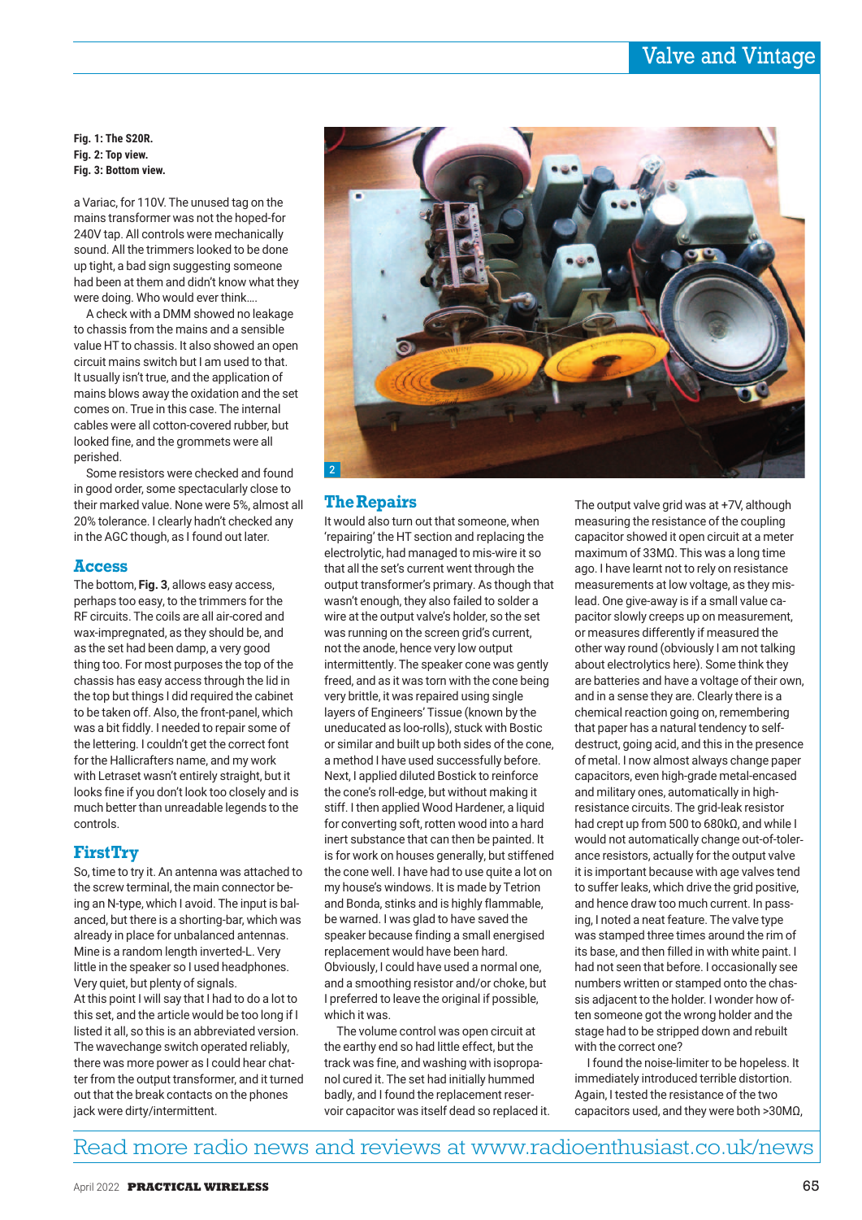**Fig. 1: The S20R.**
**Fig. 2: Top view.**
**Fig. 3: Bottom view.**

a Variac, for 110V. The unused tag on the mains transformer was not the hoped-for 240V tap. All controls were mechanically sound. All the trimmers looked to be done up tight, a bad sign suggesting someone had been at them and didn't know what they were doing. Who would ever think….

A check with a DMM showed no leakage to chassis from the mains and a sensible value HT to chassis. It also showed an open circuit mains switch but I am used to that. It usually isn't true, and the application of mains blows away the oxidation and the set comes on. True in this case. The internal cables were all cotton-covered rubber, but looked fine, and the grommets were all perished.

Some resistors were checked and found in good order, some spectacularly close to their marked value. None were 5%, almost all 20% tolerance. I clearly hadn't checked any in the AGC though, as I found out later.

## Access

The bottom, **Fig. 3**, allows easy access, perhaps too easy, to the trimmers for the RF circuits. The coils are all air-cored and wax-impregnated, as they should be, and as the set had been damp, a very good thing too. For most purposes the top of the chassis has easy access through the lid in the top but things I did required the cabinet to be taken off. Also, the front-panel, which was a bit fiddly. I needed to repair some of the lettering. I couldn't get the correct font for the Hallicrafters name, and my work with Letraset wasn't entirely straight, but it looks fine if you don't look too closely and is much better than unreadable legends to the controls.

## First Try

So, time to try it. An antenna was attached to the screw terminal, the main connector being an N-type, which I avoid. The input is balanced, but there is a shorting-bar, which was already in place for unbalanced antennas. Mine is a random length inverted-L. Very little in the speaker so I used headphones. Very quiet, but plenty of signals.
At this point I will say that I had to do a lot to this set, and the article would be too long if I listed it all, so this is an abbreviated version. The wavechange switch operated reliably, there was more power as I could hear chatter from the output transformer, and it turned out that the break contacts on the phones jack were dirty/intermittent.

## The Repairs

It would also turn out that someone, when 'repairing' the HT section and replacing the electrolytic, had managed to mis-wire it so that all the set's current went through the output transformer's primary. As though that wasn't enough, they also failed to solder a wire at the output valve's holder, so the set was running on the screen grid's current, not the anode, hence very low output intermittently. The speaker cone was gently freed, and as it was torn with the cone being very brittle, it was repaired using single layers of Engineers' Tissue (known by the uneducated as loo-rolls), stuck with Bostic or similar and built up both sides of the cone, a method I have used successfully before. Next, I applied diluted Bostick to reinforce the cone's roll-edge, but without making it stiff. I then applied Wood Hardener, a liquid for converting soft, rotten wood into a hard inert substance that can then be painted. It is for work on houses generally, but stiffened the cone well. I have had to use quite a lot on my house's windows. It is made by Tetrion and Bonda, stinks and is highly flammable, be warned. I was glad to have saved the speaker because finding a small energised replacement would have been hard. Obviously, I could have used a normal one, and a smoothing resistor and/or choke, but I preferred to leave the original if possible, which it was.

The volume control was open circuit at the earthy end so had little effect, but the track was fine, and washing with isopropanol cured it. The set had initially hummed badly, and I found the replacement reservoir capacitor was itself dead so replaced it. The output valve grid was at +7V, although measuring the resistance of the coupling capacitor showed it open circuit at a meter maximum of 33MΩ. This was a long time ago. I have learnt not to rely on resistance measurements at low voltage, as they mislead. One give-away is if a small value capacitor slowly creeps up on measurement, or measures differently if measured the other way round (obviously I am not talking about electrolytics here). Some think they are batteries and have a voltage of their own, and in a sense they are. Clearly there is a chemical reaction going on, remembering that paper has a natural tendency to self-destruct, going acid, and this in the presence of metal. I now almost always change paper capacitors, even high-grade metal-encased and military ones, automatically in high-resistance circuits. The grid-leak resistor had crept up from 500 to 680kΩ, and while I would not automatically change out-of-tolerance resistors, actually for the output valve it is important because with age valves tend to suffer leaks, which drive the grid positive, and hence draw too much current. In passing, I noted a neat feature. The valve type was stamped three times around the rim of its base, and then filled in with white paint. I had not seen that before. I occasionally see numbers written or stamped onto the chassis adjacent to the holder. I wonder how often someone got the wrong holder and the stage had to be stripped down and rebuilt with the correct one?

I found the noise-limiter to be hopeless. It immediately introduced terrible distortion. Again, I tested the resistance of the two capacitors used, and they were both >30MΩ,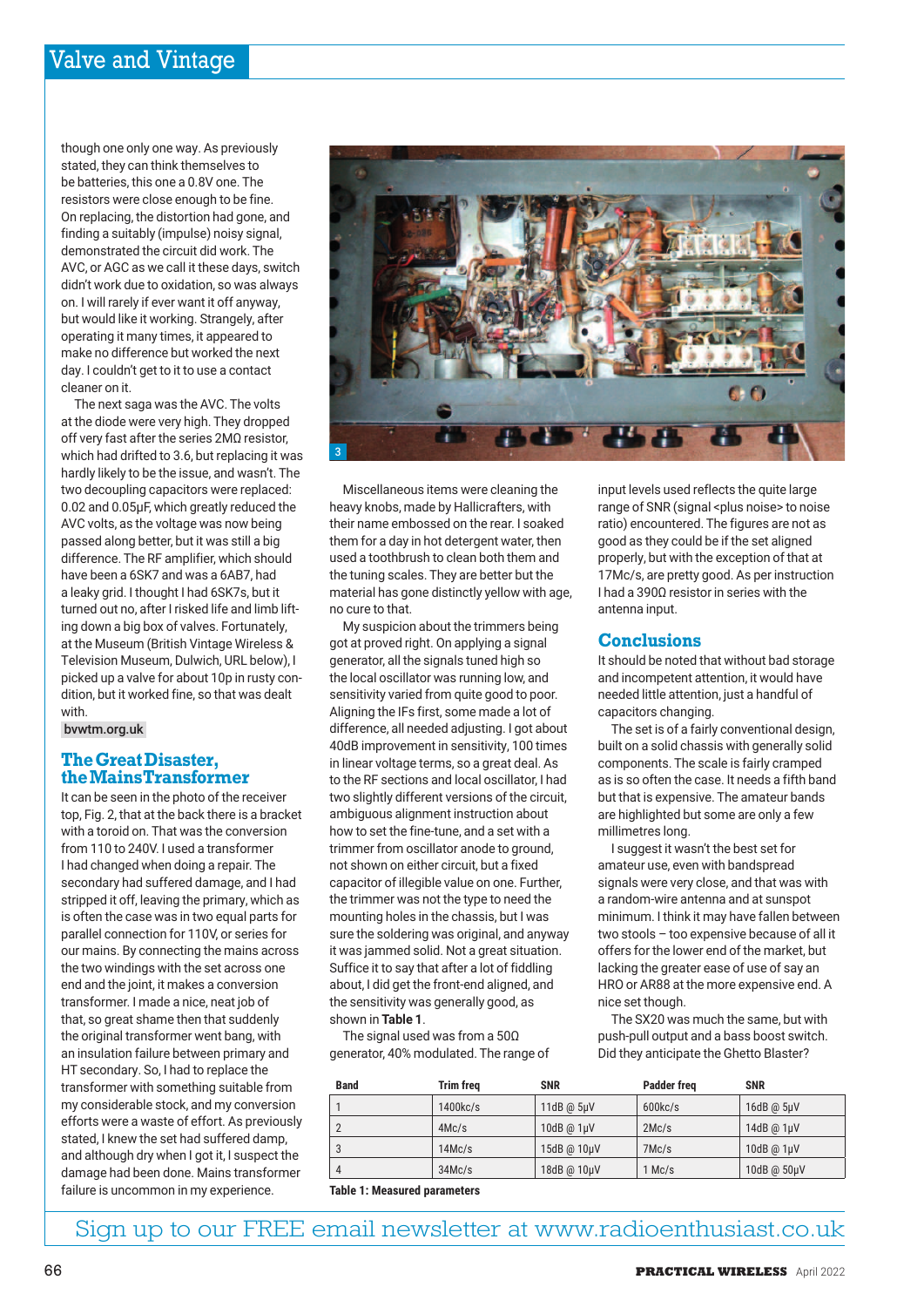though one only one way. As previously stated, they can think themselves to be batteries, this one a 0.8V one. The resistors were close enough to be fine. On replacing, the distortion had gone, and finding a suitably (impulse) noisy signal, demonstrated the circuit did work. The AVC, or AGC as we call it these days, switch didn't work due to oxidation, so was always on. I will rarely if ever want it off anyway, but would like it working. Strangely, after operating it many times, it appeared to make no difference but worked the next day. I couldn't get to it to use a contact cleaner on it.

The next saga was the AVC. The volts at the diode were very high. They dropped off very fast after the series 2MΩ resistor, which had drifted to 3.6, but replacing it was hardly likely to be the issue, and wasn't. The two decoupling capacitors were replaced: 0.02 and 0.05µF, which greatly reduced the AVC volts, as the voltage was now being passed along better, but it was still a big difference. The RF amplifier, which should have been a 6SK7 and was a 6AB7, had a leaky grid. I thought I had 6SK7s, but it turned out no, after I risked life and limb lifting down a big box of valves. Fortunately, at the Museum (British Vintage Wireless & Television Museum, Dulwich, URL below), I picked up a valve for about 10p in rusty condition, but it worked fine, so that was dealt with.

bvwtm.org.uk

## The Great Disaster, the Mains Transformer

It can be seen in the photo of the receiver top, Fig. 2, that at the back there is a bracket with a toroid on. That was the conversion from 110 to 240V. I used a transformer I had changed when doing a repair. The secondary had suffered damage, and I had stripped it off, leaving the primary, which as is often the case was in two equal parts for parallel connection for 110V, or series for our mains. By connecting the mains across the two windings with the set across one end and the joint, it makes a conversion transformer. I made a nice, neat job of that, so great shame then that suddenly the original transformer went bang, with an insulation failure between primary and HT secondary. So, I had to replace the transformer with something suitable from my considerable stock, and my conversion efforts were a waste of effort. As previously stated, I knew the set had suffered damp, and although dry when I got it, I suspect the damage had been done. Mains transformer failure is uncommon in my experience.

3

Miscellaneous items were cleaning the heavy knobs, made by Hallicrafters, with their name embossed on the rear. I soaked them for a day in hot detergent water, then used a toothbrush to clean both them and the tuning scales. They are better but the material has gone distinctly yellow with age, no cure to that.

My suspicion about the trimmers being got at proved right. On applying a signal generator, all the signals tuned high so the local oscillator was running low, and sensitivity varied from quite good to poor. Aligning the IFs first, some made a lot of difference, all needed adjusting. I got about 40dB improvement in sensitivity, 100 times in linear voltage terms, so a great deal. As to the RF sections and local oscillator, I had two slightly different versions of the circuit, ambiguous alignment instruction about how to set the fine-tune, and a set with a trimmer from oscillator anode to ground, not shown on either circuit, but a fixed capacitor of illegible value on one. Further, the trimmer was not the type to need the mounting holes in the chassis, but I was sure the soldering was original, and anyway it was jammed solid. Not a great situation. Suffice it to say that after a lot of fiddling about, I did get the front-end aligned, and the sensitivity was generally good, as shown in **Table 1**.

The signal used was from a 50Ω generator, 40% modulated. The range of input levels used reflects the quite large range of SNR (signal <plus noise> to noise ratio) encountered. The figures are not as good as they could be if the set aligned properly, but with the exception of that at 17Mc/s, are pretty good. As per instruction I had a 390Ω resistor in series with the antenna input.

## Conclusions

It should be noted that without bad storage and incompetent attention, it would have needed little attention, just a handful of capacitors changing.

The set is of a fairly conventional design, built on a solid chassis with generally solid components. The scale is fairly cramped as is so often the case. It needs a fifth band but that is expensive. The amateur bands are highlighted but some are only a few millimetres long.

I suggest it wasn't the best set for amateur use, even with bandspread signals were very close, and that was with a random-wire antenna and at sunspot minimum. I think it may have fallen between two stools – too expensive because of all it offers for the lower end of the market, but lacking the greater ease of use of say an HRO or AR88 at the more expensive end. A nice set though.

The SX20 was much the same, but with push-pull output and a bass boost switch. Did they anticipate the Ghetto Blaster?

| Band | Trim freq | SNR | Padder freq | SNR |
|---|---|---|---|---|
| 1 | 1400kc/s | 11dB @ 5µV | 600kc/s | 16dB @ 5µV |
| 2 | 4Mc/s | 10dB @ 1µV | 2Mc/s | 14dB @ 1µV |
| 3 | 14Mc/s | 15dB @ 10µV | 7Mc/s | 10dB @ 1µV |
| 4 | 34Mc/s | 18dB @ 10µV | 1 Mc/s | 10dB @ 50µV |

Table 1: Measured parameters

Sign up to our FREE email newsletter at www.radioenthusiast.co.uk